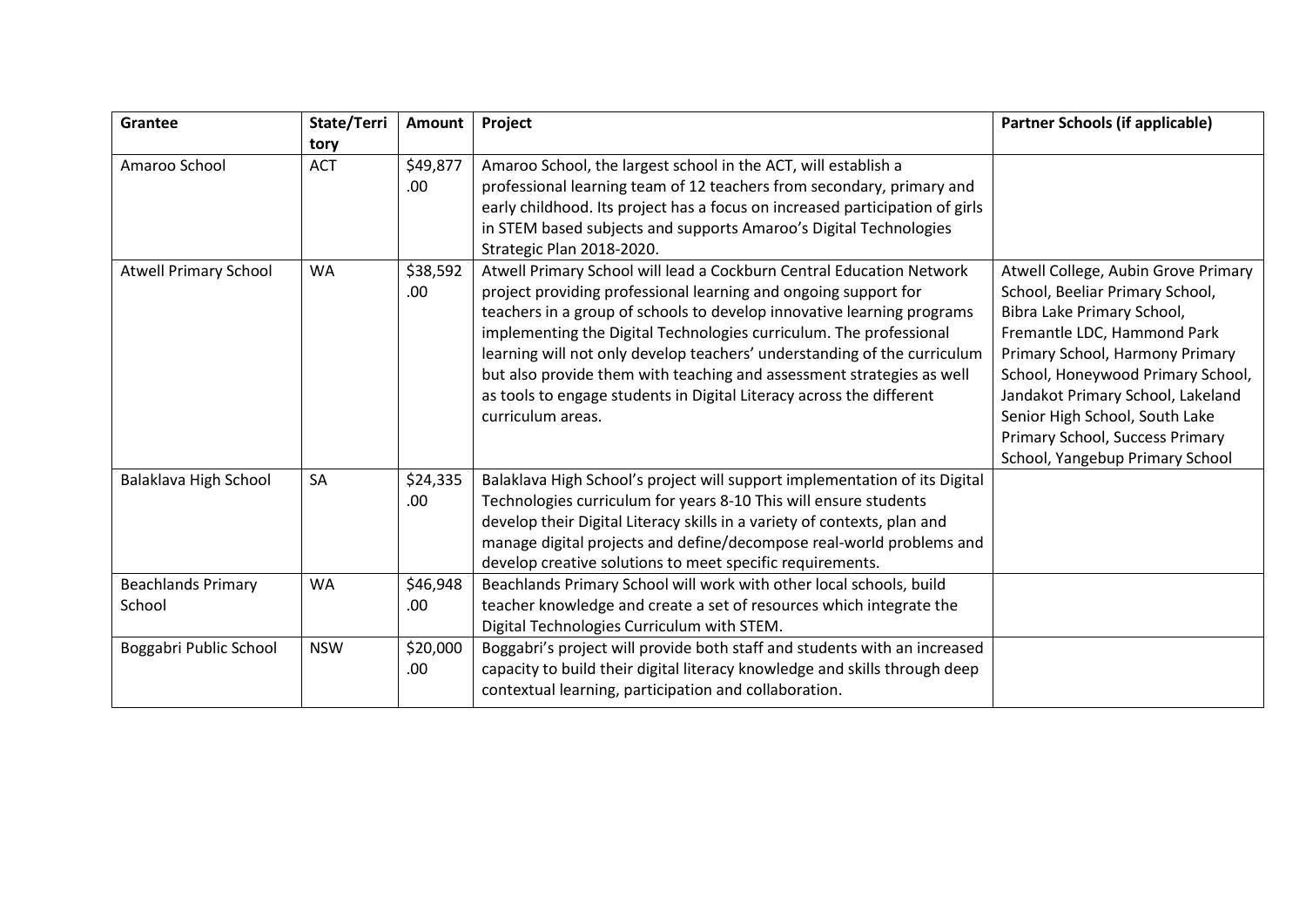| Grantee | State/Territory | Amount | Project | Partner Schools (if applicable) |
|---|---|---|---|---|
| Amaroo School | ACT | $49,877.00 | Amaroo School, the largest school in the ACT, will establish a professional learning team of 12 teachers from secondary, primary and early childhood. Its project has a focus on increased participation of girls in STEM based subjects and supports Amaroo's Digital Technologies Strategic Plan 2018-2020. | |
| Atwell Primary School | WA | $38,592.00 | Atwell Primary School will lead a Cockburn Central Education Network project providing professional learning and ongoing support for teachers in a group of schools to develop innovative learning programs implementing the Digital Technologies curriculum. The professional learning will not only develop teachers' understanding of the curriculum but also provide them with teaching and assessment strategies as well as tools to engage students in Digital Literacy across the different curriculum areas. | Atwell College, Aubin Grove Primary School, Beeliar Primary School, Bibra Lake Primary School, Fremantle LDC, Hammond Park Primary School, Harmony Primary School, Honeywood Primary School, Jandakot Primary School, Lakeland Senior High School, South Lake Primary School, Success Primary School, Yangebup Primary School |
| Balaklava High School | SA | $24,335.00 | Balaklava High School's project will support implementation of its Digital Technologies curriculum for years 8-10 This will ensure students develop their Digital Literacy skills in a variety of contexts, plan and manage digital projects and define/decompose real-world problems and develop creative solutions to meet specific requirements. | |
| Beachlands Primary School | WA | $46,948.00 | Beachlands Primary School will work with other local schools, build teacher knowledge and create a set of resources which integrate the Digital Technologies Curriculum with STEM. | |
| Boggabri Public School | NSW | $20,000.00 | Boggabri's project will provide both staff and students with an increased capacity to build their digital literacy knowledge and skills through deep contextual learning, participation and collaboration. | |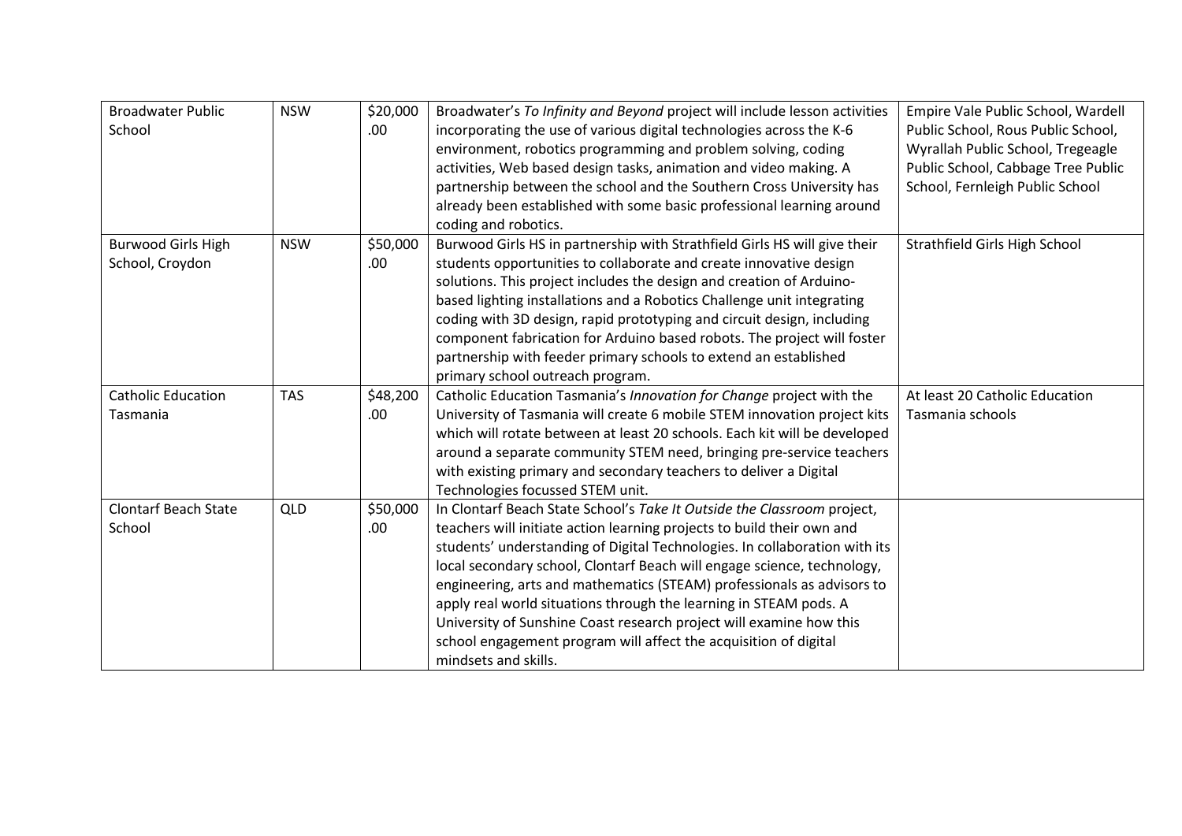| Broadwater Public School | NSW | $20,000.00 | Broadwater's *To Infinity and Beyond* project will include lesson activities incorporating the use of various digital technologies across the K-6 environment, robotics programming and problem solving, coding activities, Web based design tasks, animation and video making. A partnership between the school and the Southern Cross University has already been established with some basic professional learning around coding and robotics. | Empire Vale Public School, Wardell Public School, Rous Public School, Wyrallah Public School, Tregeagle Public School, Cabbage Tree Public School, Fernleigh Public School |
|---|---|---|---|---|
| Burwood Girls High School, Croydon | NSW | $50,000.00 | Burwood Girls HS in partnership with Strathfield Girls HS will give their students opportunities to collaborate and create innovative design solutions. This project includes the design and creation of Arduino-based lighting installations and a Robotics Challenge unit integrating coding with 3D design, rapid prototyping and circuit design, including component fabrication for Arduino based robots. The project will foster partnership with feeder primary schools to extend an established primary school outreach program. | Strathfield Girls High School |
| Catholic Education Tasmania | TAS | $48,200.00 | Catholic Education Tasmania's *Innovation for Change* project with the University of Tasmania will create 6 mobile STEM innovation project kits which will rotate between at least 20 schools. Each kit will be developed around a separate community STEM need, bringing pre-service teachers with existing primary and secondary teachers to deliver a Digital Technologies focussed STEM unit. | At least 20 Catholic Education Tasmania schools |
| Clontarf Beach State School | QLD | $50,000.00 | In Clontarf Beach State School's *Take It Outside the Classroom* project, teachers will initiate action learning projects to build their own and students' understanding of Digital Technologies. In collaboration with its local secondary school, Clontarf Beach will engage science, technology, engineering, arts and mathematics (STEAM) professionals as advisors to apply real world situations through the learning in STEAM pods. A University of Sunshine Coast research project will examine how this school engagement program will affect the acquisition of digital mindsets and skills. | |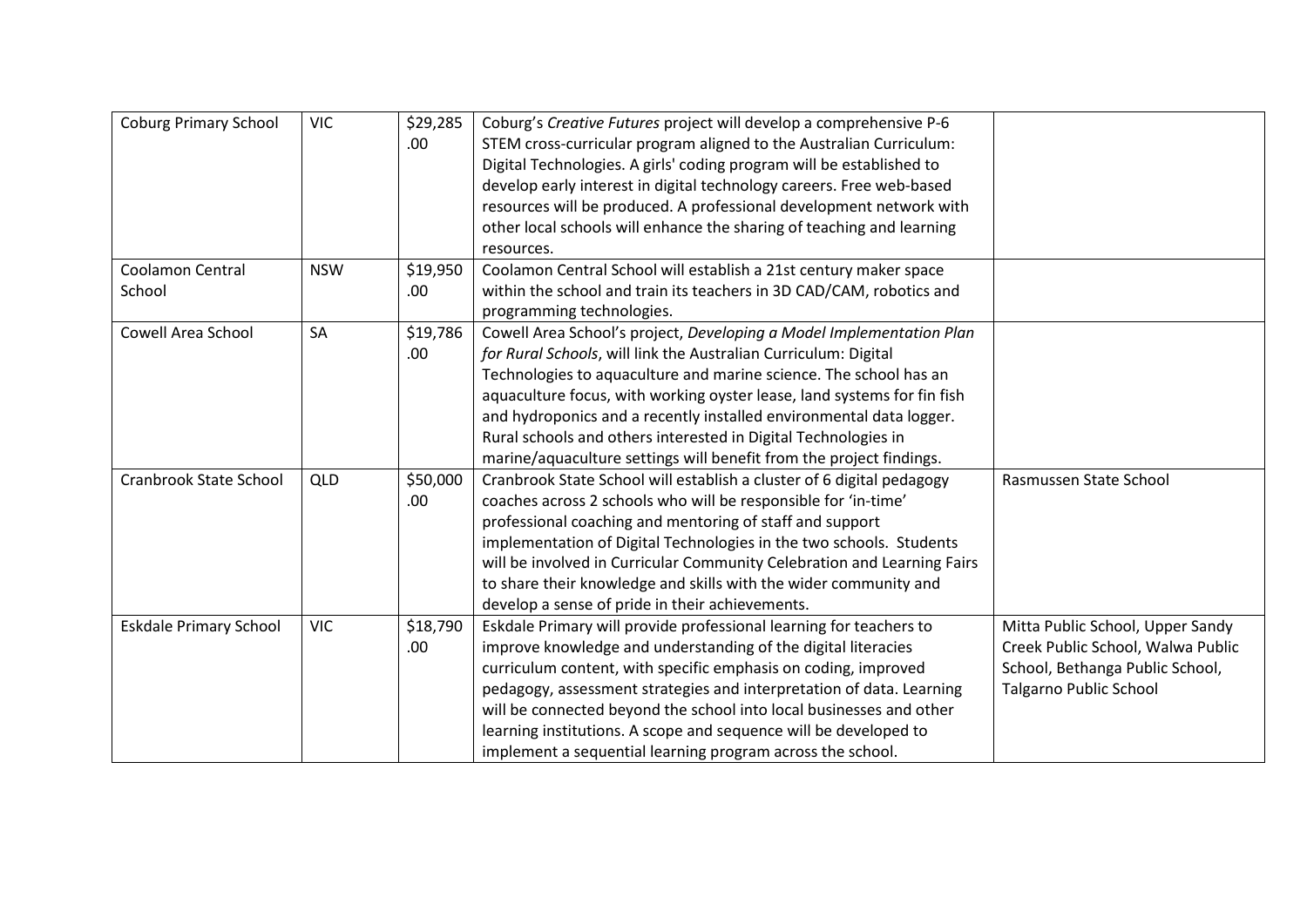| Coburg Primary School | VIC | $29,285.00 | Coburg's *Creative Futures* project will develop a comprehensive P-6 STEM cross-curricular program aligned to the Australian Curriculum: Digital Technologies. A girls' coding program will be established to develop early interest in digital technology careers. Free web-based resources will be produced. A professional development network with other local schools will enhance the sharing of teaching and learning resources. | |
|---|---|---|---|---|
| Coolamon Central School | NSW | $19,950.00 | Coolamon Central School will establish a 21st century maker space within the school and train its teachers in 3D CAD/CAM, robotics and programming technologies. | |
| Cowell Area School | SA | $19,786.00 | Cowell Area School's project, *Developing a Model Implementation Plan for Rural Schools*, will link the Australian Curriculum: Digital Technologies to aquaculture and marine science. The school has an aquaculture focus, with working oyster lease, land systems for fin fish and hydroponics and a recently installed environmental data logger. Rural schools and others interested in Digital Technologies in marine/aquaculture settings will benefit from the project findings. | |
| Cranbrook State School | QLD | $50,000.00 | Cranbrook State School will establish a cluster of 6 digital pedagogy coaches across 2 schools who will be responsible for 'in-time' professional coaching and mentoring of staff and support implementation of Digital Technologies in the two schools. Students will be involved in Curricular Community Celebration and Learning Fairs to share their knowledge and skills with the wider community and develop a sense of pride in their achievements. | Rasmussen State School |
| Eskdale Primary School | VIC | $18,790.00 | Eskdale Primary will provide professional learning for teachers to improve knowledge and understanding of the digital literacies curriculum content, with specific emphasis on coding, improved pedagogy, assessment strategies and interpretation of data. Learning will be connected beyond the school into local businesses and other learning institutions. A scope and sequence will be developed to implement a sequential learning program across the school. | Mitta Public School, Upper Sandy Creek Public School, Walwa Public School, Bethanga Public School, Talgarno Public School |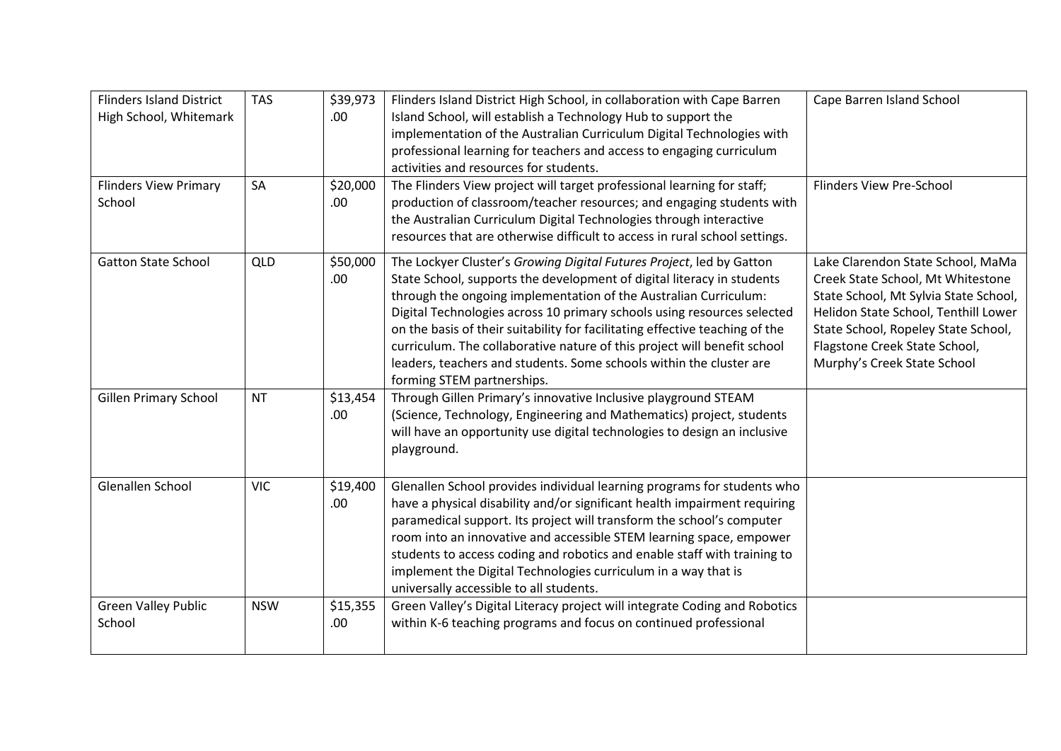| | | | | |
|---|---|---|---|---|
| Flinders Island District High School, Whitemark | TAS | $39,973.00 | Flinders Island District High School, in collaboration with Cape Barren Island School, will establish a Technology Hub to support the implementation of the Australian Curriculum Digital Technologies with professional learning for teachers and access to engaging curriculum activities and resources for students. | Cape Barren Island School |
| Flinders View Primary School | SA | $20,000.00 | The Flinders View project will target professional learning for staff; production of classroom/teacher resources; and engaging students with the Australian Curriculum Digital Technologies through interactive resources that are otherwise difficult to access in rural school settings. | Flinders View Pre-School |
| Gatton State School | QLD | $50,000.00 | The Lockyer Cluster's *Growing Digital Futures Project*, led by Gatton State School, supports the development of digital literacy in students through the ongoing implementation of the Australian Curriculum: Digital Technologies across 10 primary schools using resources selected on the basis of their suitability for facilitating effective teaching of the curriculum. The collaborative nature of this project will benefit school leaders, teachers and students. Some schools within the cluster are forming STEM partnerships. | Lake Clarendon State School, MaMa Creek State School, Mt Whitestone State School, Mt Sylvia State School, Helidon State School, Tenthill Lower State School, Ropeley State School, Flagstone Creek State School, Murphy's Creek State School |
| Gillen Primary School | NT | $13,454.00 | Through Gillen Primary's innovative Inclusive playground STEAM (Science, Technology, Engineering and Mathematics) project, students will have an opportunity use digital technologies to design an inclusive playground. | |
| Glenallen School | VIC | $19,400.00 | Glenallen School provides individual learning programs for students who have a physical disability and/or significant health impairment requiring paramedical support. Its project will transform the school's computer room into an innovative and accessible STEM learning space, empower students to access coding and robotics and enable staff with training to implement the Digital Technologies curriculum in a way that is universally accessible to all students. | |
| Green Valley Public School | NSW | $15,355.00 | Green Valley's Digital Literacy project will integrate Coding and Robotics within K-6 teaching programs and focus on continued professional | |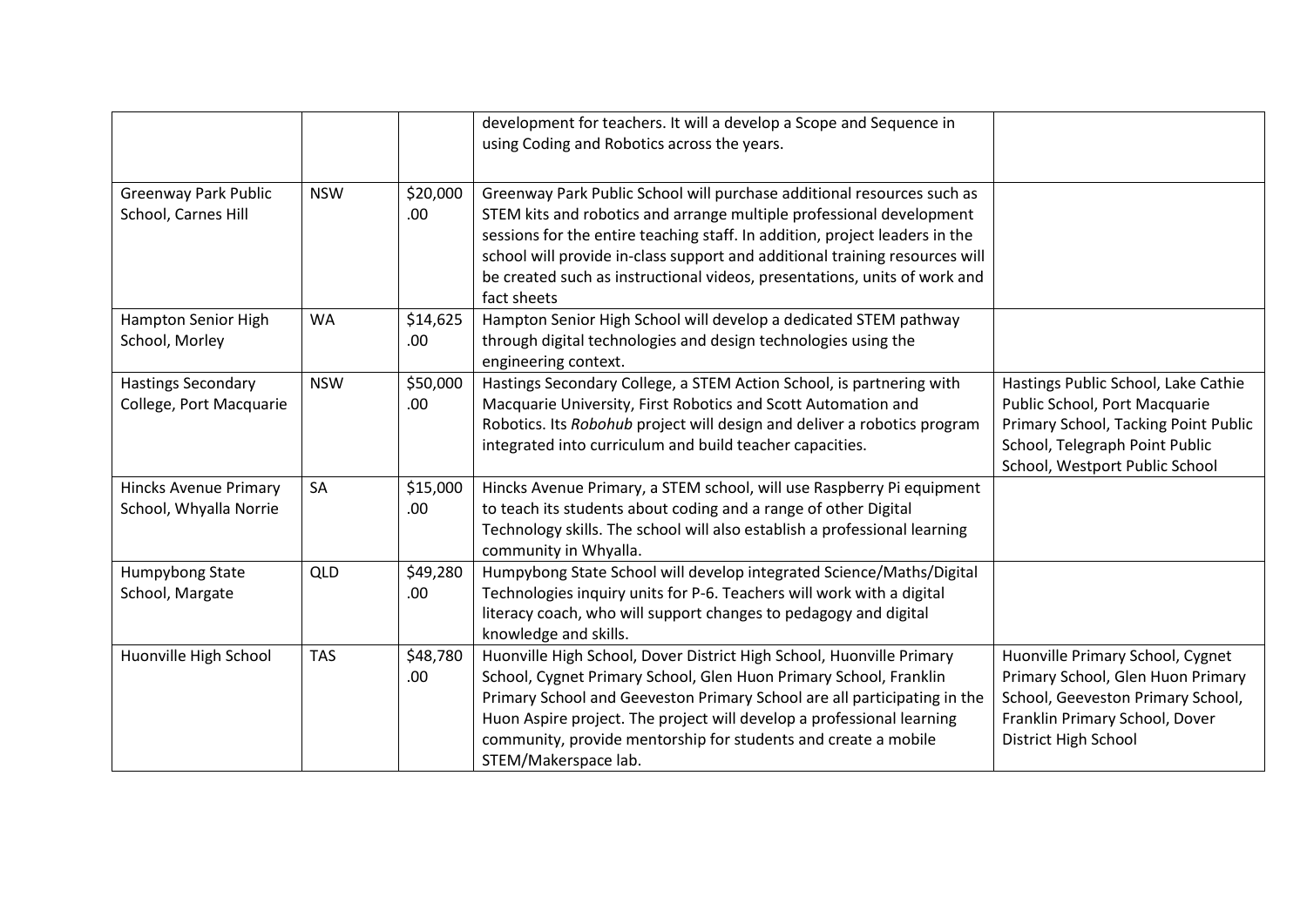| | | | | |
|---|---|---|---|---|
| | | | development for teachers. It will a develop a Scope and Sequence in using Coding and Robotics across the years. | |
| Greenway Park Public School, Carnes Hill | NSW | $20,000.00 | Greenway Park Public School will purchase additional resources such as STEM kits and robotics and arrange multiple professional development sessions for the entire teaching staff. In addition, project leaders in the school will provide in-class support and additional training resources will be created such as instructional videos, presentations, units of work and fact sheets | |
| Hampton Senior High School, Morley | WA | $14,625.00 | Hampton Senior High School will develop a dedicated STEM pathway through digital technologies and design technologies using the engineering context. | |
| Hastings Secondary College, Port Macquarie | NSW | $50,000.00 | Hastings Secondary College, a STEM Action School, is partnering with Macquarie University, First Robotics and Scott Automation and Robotics. Its *Robohub* project will design and deliver a robotics program integrated into curriculum and build teacher capacities. | Hastings Public School, Lake Cathie Public School, Port Macquarie Primary School, Tacking Point Public School, Telegraph Point Public School, Westport Public School |
| Hincks Avenue Primary School, Whyalla Norrie | SA | $15,000.00 | Hincks Avenue Primary, a STEM school, will use Raspberry Pi equipment to teach its students about coding and a range of other Digital Technology skills. The school will also establish a professional learning community in Whyalla. | |
| Humpybong State School, Margate | QLD | $49,280.00 | Humpybong State School will develop integrated Science/Maths/Digital Technologies inquiry units for P-6. Teachers will work with a digital literacy coach, who will support changes to pedagogy and digital knowledge and skills. | |
| Huonville High School | TAS | $48,780.00 | Huonville High School, Dover District High School, Huonville Primary School, Cygnet Primary School, Glen Huon Primary School, Franklin Primary School and Geeveston Primary School are all participating in the Huon Aspire project. The project will develop a professional learning community, provide mentorship for students and create a mobile STEM/Makerspace lab. | Huonville Primary School, Cygnet Primary School, Glen Huon Primary School, Geeveston Primary School, Franklin Primary School, Dover District High School |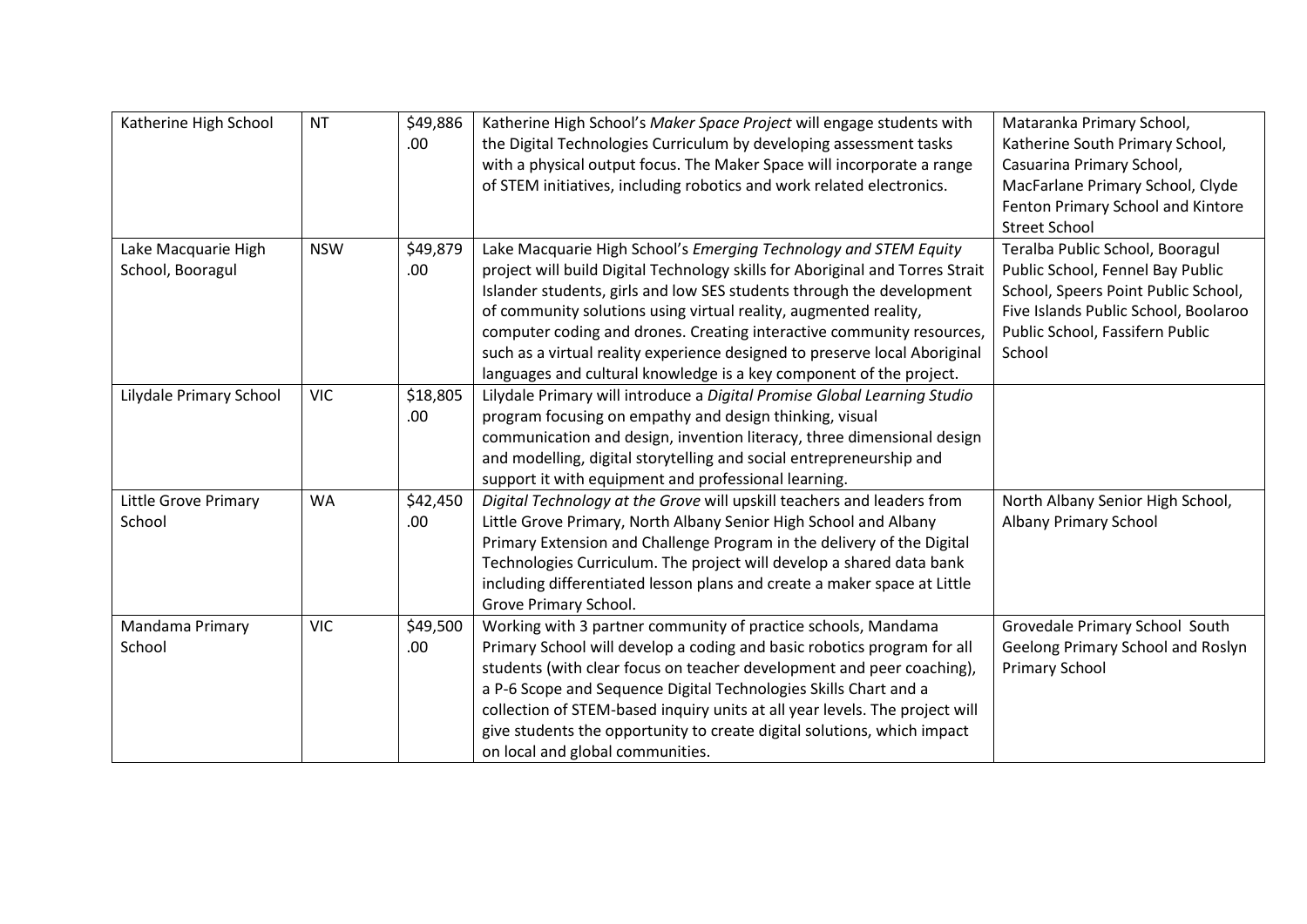| Katherine High School | NT | $49,886.00 | Katherine High School's *Maker Space Project* will engage students with the Digital Technologies Curriculum by developing assessment tasks with a physical output focus. The Maker Space will incorporate a range of STEM initiatives, including robotics and work related electronics. | Mataranka Primary School, Katherine South Primary School, Casuarina Primary School, MacFarlane Primary School, Clyde Fenton Primary School and Kintore Street School |
|---|---|---|---|---|
| Lake Macquarie High School, Booragul | NSW | $49,879.00 | Lake Macquarie High School's *Emerging Technology and STEM Equity* project will build Digital Technology skills for Aboriginal and Torres Strait Islander students, girls and low SES students through the development of community solutions using virtual reality, augmented reality, computer coding and drones. Creating interactive community resources, such as a virtual reality experience designed to preserve local Aboriginal languages and cultural knowledge is a key component of the project. | Teralba Public School, Booragul Public School, Fennel Bay Public School, Speers Point Public School, Five Islands Public School, Boolaroo Public School, Fassifern Public School |
| Lilydale Primary School | VIC | $18,805.00 | Lilydale Primary will introduce a *Digital Promise Global Learning Studio* program focusing on empathy and design thinking, visual communication and design, invention literacy, three dimensional design and modelling, digital storytelling and social entrepreneurship and support it with equipment and professional learning. | |
| Little Grove Primary School | WA | $42,450.00 | *Digital Technology at the Grove* will upskill teachers and leaders from Little Grove Primary, North Albany Senior High School and Albany Primary Extension and Challenge Program in the delivery of the Digital Technologies Curriculum. The project will develop a shared data bank including differentiated lesson plans and create a maker space at Little Grove Primary School. | North Albany Senior High School, Albany Primary School |
| Mandama Primary School | VIC | $49,500.00 | Working with 3 partner community of practice schools, Mandama Primary School will develop a coding and basic robotics program for all students (with clear focus on teacher development and peer coaching), a P-6 Scope and Sequence Digital Technologies Skills Chart and a collection of STEM-based inquiry units at all year levels. The project will give students the opportunity to create digital solutions, which impact on local and global communities. | Grovedale Primary School South Geelong Primary School and Roslyn Primary School |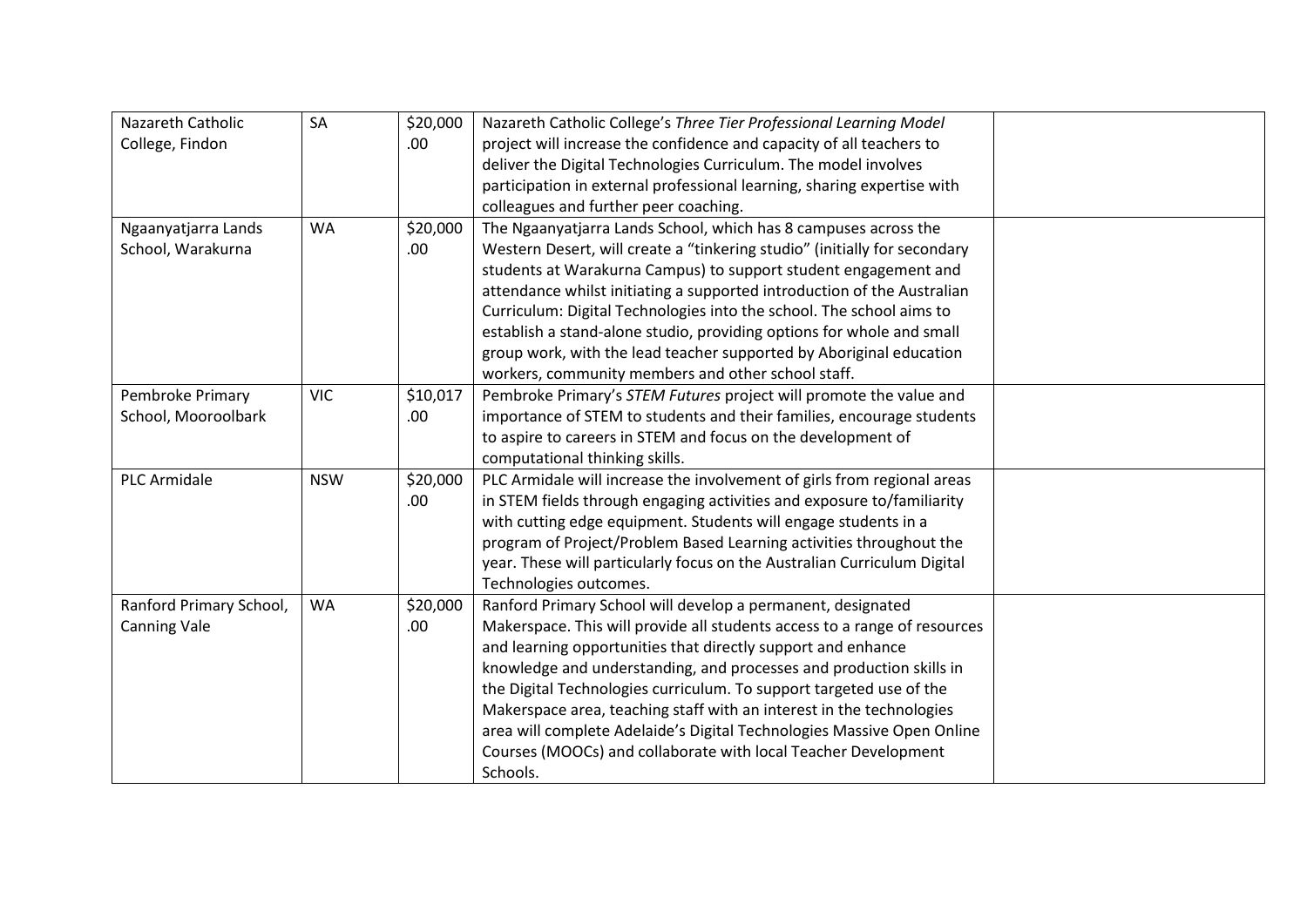| Nazareth Catholic College, Findon | SA | $20,000.00 | Nazareth Catholic College's *Three Tier Professional Learning Model* project will increase the confidence and capacity of all teachers to deliver the Digital Technologies Curriculum. The model involves participation in external professional learning, sharing expertise with colleagues and further peer coaching. | |
|---|---|---|---|---|
| Ngaanyatjarra Lands School, Warakurna | WA | $20,000.00 | The Ngaanyatjarra Lands School, which has 8 campuses across the Western Desert, will create a "tinkering studio" (initially for secondary students at Warakurna Campus) to support student engagement and attendance whilst initiating a supported introduction of the Australian Curriculum: Digital Technologies into the school. The school aims to establish a stand-alone studio, providing options for whole and small group work, with the lead teacher supported by Aboriginal education workers, community members and other school staff. | |
| Pembroke Primary School, Mooroolbark | VIC | $10,017.00 | Pembroke Primary's *STEM Futures* project will promote the value and importance of STEM to students and their families, encourage students to aspire to careers in STEM and focus on the development of computational thinking skills. | |
| PLC Armidale | NSW | $20,000.00 | PLC Armidale will increase the involvement of girls from regional areas in STEM fields through engaging activities and exposure to/familiarity with cutting edge equipment. Students will engage students in a program of Project/Problem Based Learning activities throughout the year. These will particularly focus on the Australian Curriculum Digital Technologies outcomes. | |
| Ranford Primary School, Canning Vale | WA | $20,000.00 | Ranford Primary School will develop a permanent, designated Makerspace. This will provide all students access to a range of resources and learning opportunities that directly support and enhance knowledge and understanding, and processes and production skills in the Digital Technologies curriculum. To support targeted use of the Makerspace area, teaching staff with an interest in the technologies area will complete Adelaide's Digital Technologies Massive Open Online Courses (MOOCs) and collaborate with local Teacher Development Schools. | |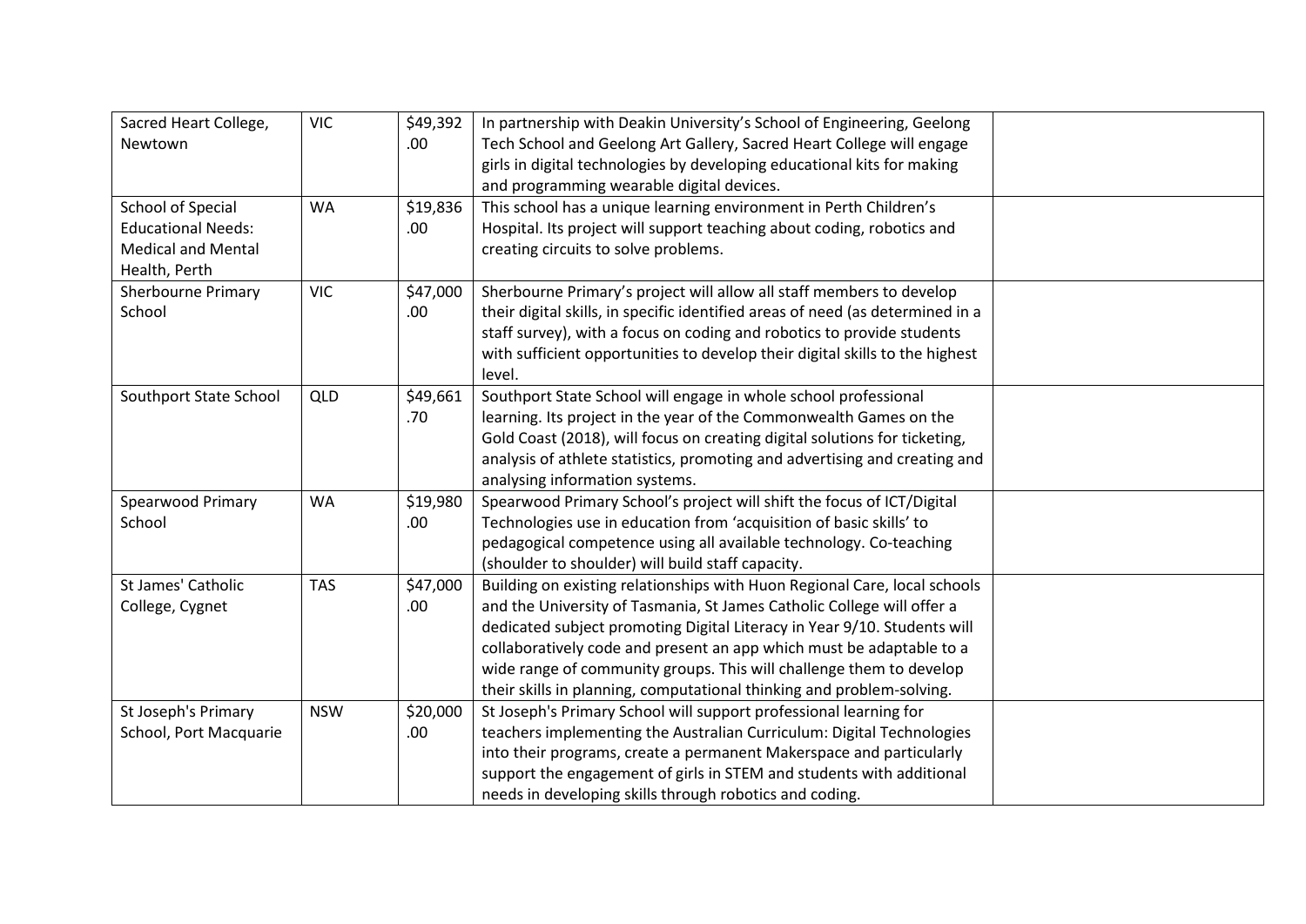| | | | | |
|---|---|---|---|---|
| Sacred Heart College, Newtown | VIC | $49,392.00 | In partnership with Deakin University's School of Engineering, Geelong Tech School and Geelong Art Gallery, Sacred Heart College will engage girls in digital technologies by developing educational kits for making and programming wearable digital devices. | |
| School of Special Educational Needs: Medical and Mental Health, Perth | WA | $19,836.00 | This school has a unique learning environment in Perth Children's Hospital. Its project will support teaching about coding, robotics and creating circuits to solve problems. | |
| Sherbourne Primary School | VIC | $47,000.00 | Sherbourne Primary's project will allow all staff members to develop their digital skills, in specific identified areas of need (as determined in a staff survey), with a focus on coding and robotics to provide students with sufficient opportunities to develop their digital skills to the highest level. | |
| Southport State School | QLD | $49,661.70 | Southport State School will engage in whole school professional learning. Its project in the year of the Commonwealth Games on the Gold Coast (2018), will focus on creating digital solutions for ticketing, analysis of athlete statistics, promoting and advertising and creating and analysing information systems. | |
| Spearwood Primary School | WA | $19,980.00 | Spearwood Primary School's project will shift the focus of ICT/Digital Technologies use in education from 'acquisition of basic skills' to pedagogical competence using all available technology. Co-teaching (shoulder to shoulder) will build staff capacity. | |
| St James' Catholic College, Cygnet | TAS | $47,000.00 | Building on existing relationships with Huon Regional Care, local schools and the University of Tasmania, St James Catholic College will offer a dedicated subject promoting Digital Literacy in Year 9/10. Students will collaboratively code and present an app which must be adaptable to a wide range of community groups. This will challenge them to develop their skills in planning, computational thinking and problem-solving. | |
| St Joseph's Primary School, Port Macquarie | NSW | $20,000.00 | St Joseph's Primary School will support professional learning for teachers implementing the Australian Curriculum: Digital Technologies into their programs, create a permanent Makerspace and particularly support the engagement of girls in STEM and students with additional needs in developing skills through robotics and coding. | |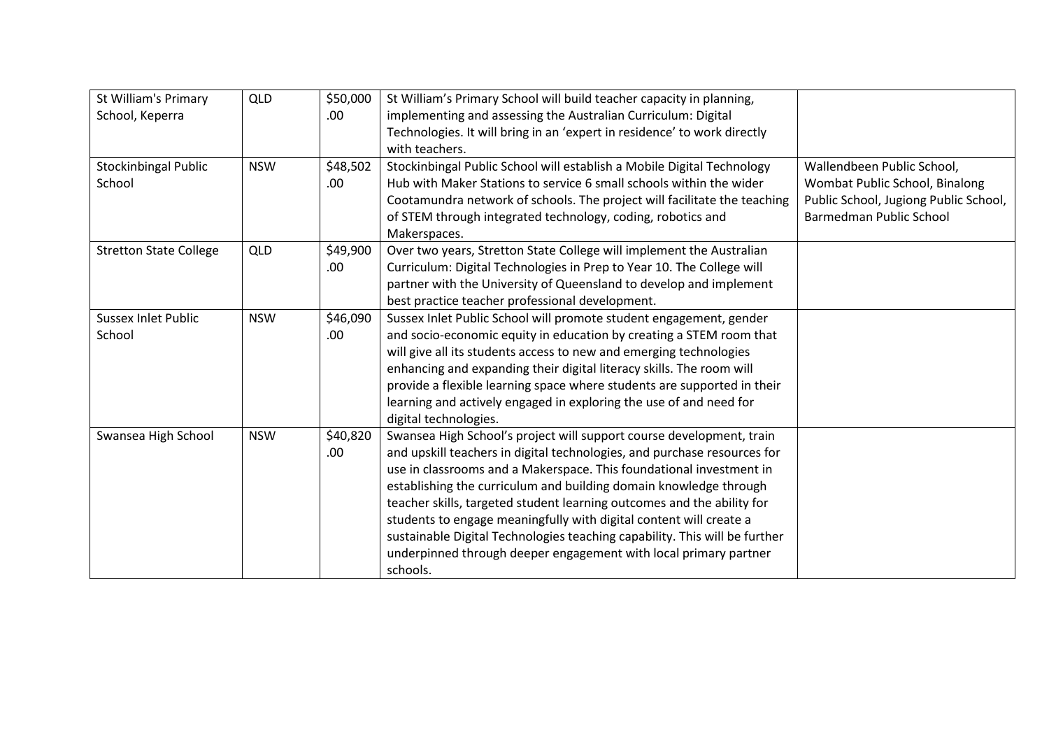| St William's Primary School, Keperra | QLD | $50,000.00 | St William's Primary School will build teacher capacity in planning, implementing and assessing the Australian Curriculum: Digital Technologies. It will bring in an 'expert in residence' to work directly with teachers. | |
|---|---|---|---|---|
| Stockinbingal Public School | NSW | $48,502.00 | Stockinbingal Public School will establish a Mobile Digital Technology Hub with Maker Stations to service 6 small schools within the wider Cootamundra network of schools. The project will facilitate the teaching of STEM through integrated technology, coding, robotics and Makerspaces. | Wallendbeen Public School, Wombat Public School, Binalong Public School, Jugiong Public School, Barmedman Public School |
| Stretton State College | QLD | $49,900.00 | Over two years, Stretton State College will implement the Australian Curriculum: Digital Technologies in Prep to Year 10. The College will partner with the University of Queensland to develop and implement best practice teacher professional development. | |
| Sussex Inlet Public School | NSW | $46,090.00 | Sussex Inlet Public School will promote student engagement, gender and socio-economic equity in education by creating a STEM room that will give all its students access to new and emerging technologies enhancing and expanding their digital literacy skills. The room will provide a flexible learning space where students are supported in their learning and actively engaged in exploring the use of and need for digital technologies. | |
| Swansea High School | NSW | $40,820.00 | Swansea High School's project will support course development, train and upskill teachers in digital technologies, and purchase resources for use in classrooms and a Makerspace. This foundational investment in establishing the curriculum and building domain knowledge through teacher skills, targeted student learning outcomes and the ability for students to engage meaningfully with digital content will create a sustainable Digital Technologies teaching capability. This will be further underpinned through deeper engagement with local primary partner schools. | |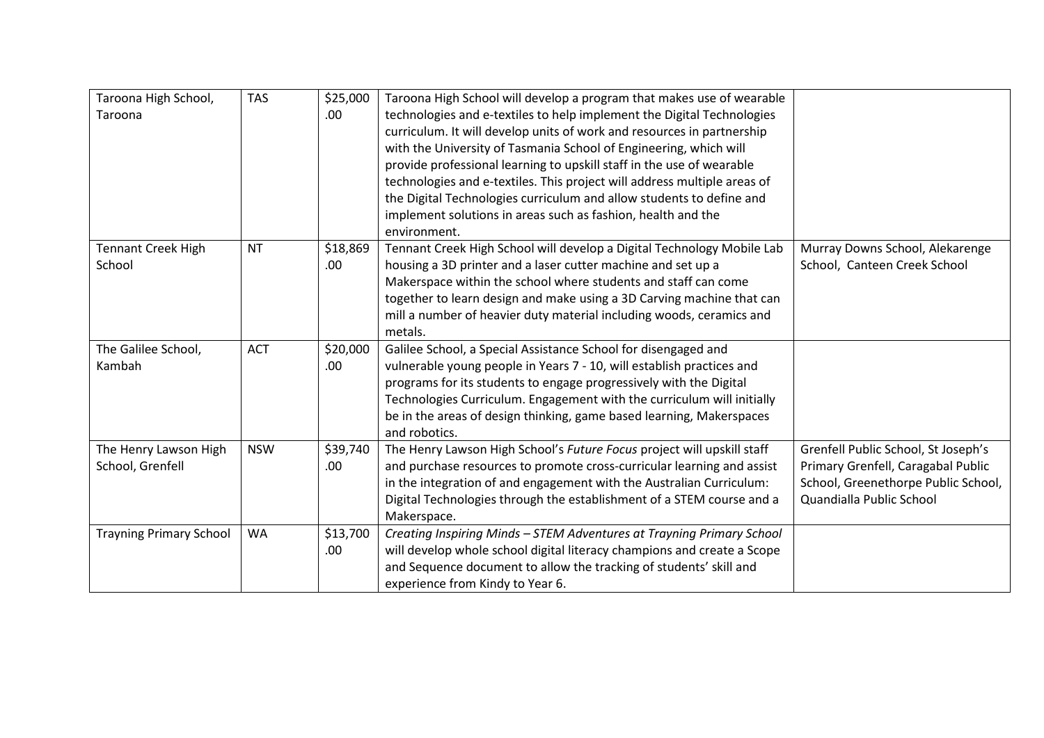| | | | | |
|---|---|---|---|---|
| Taroona High School, Taroona | TAS | $25,000.00 | Taroona High School will develop a program that makes use of wearable technologies and e-textiles to help implement the Digital Technologies curriculum. It will develop units of work and resources in partnership with the University of Tasmania School of Engineering, which will provide professional learning to upskill staff in the use of wearable technologies and e-textiles. This project will address multiple areas of the Digital Technologies curriculum and allow students to define and implement solutions in areas such as fashion, health and the environment. | |
| Tennant Creek High School | NT | $18,869.00 | Tennant Creek High School will develop a Digital Technology Mobile Lab housing a 3D printer and a laser cutter machine and set up a Makerspace within the school where students and staff can come together to learn design and make using a 3D Carving machine that can mill a number of heavier duty material including woods, ceramics and metals. | Murray Downs School, Alekarenge School, Canteen Creek School |
| The Galilee School, Kambah | ACT | $20,000.00 | Galilee School, a Special Assistance School for disengaged and vulnerable young people in Years 7 - 10, will establish practices and programs for its students to engage progressively with the Digital Technologies Curriculum. Engagement with the curriculum will initially be in the areas of design thinking, game based learning, Makerspaces and robotics. | |
| The Henry Lawson High School, Grenfell | NSW | $39,740.00 | The Henry Lawson High School's *Future Focus* project will upskill staff and purchase resources to promote cross-curricular learning and assist in the integration of and engagement with the Australian Curriculum: Digital Technologies through the establishment of a STEM course and a Makerspace. | Grenfell Public School, St Joseph's Primary Grenfell, Caragabal Public School, Greenethorpe Public School, Quandialla Public School |
| Trayning Primary School | WA | $13,700.00 | *Creating Inspiring Minds – STEM Adventures at Trayning Primary School* will develop whole school digital literacy champions and create a Scope and Sequence document to allow the tracking of students' skill and experience from Kindy to Year 6. | |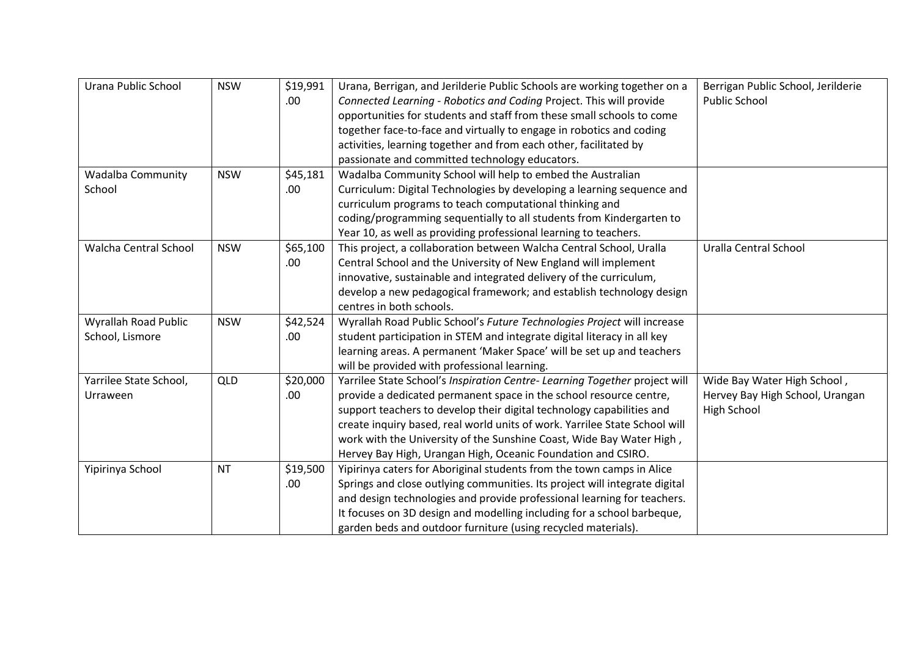| Urana Public School | NSW | $19,991.00 | Urana, Berrigan, and Jerilderie Public Schools are working together on a *Connected Learning - Robotics and Coding* Project. This will provide opportunities for students and staff from these small schools to come together face-to-face and virtually to engage in robotics and coding activities, learning together and from each other, facilitated by passionate and committed technology educators. | Berrigan Public School, Jerilderie Public School |
|---|---|---|---|---|
| Wadalba Community School | NSW | $45,181.00 | Wadalba Community School will help to embed the Australian Curriculum: Digital Technologies by developing a learning sequence and curriculum programs to teach computational thinking and coding/programming sequentially to all students from Kindergarten to Year 10, as well as providing professional learning to teachers. | |
| Walcha Central School | NSW | $65,100.00 | This project, a collaboration between Walcha Central School, Uralla Central School and the University of New England will implement innovative, sustainable and integrated delivery of the curriculum, develop a new pedagogical framework; and establish technology design centres in both schools. | Uralla Central School |
| Wyrallah Road Public School, Lismore | NSW | $42,524.00 | Wyrallah Road Public School's *Future Technologies Project* will increase student participation in STEM and integrate digital literacy in all key learning areas. A permanent 'Maker Space' will be set up and teachers will be provided with professional learning. | |
| Yarrilee State School, Urraween | QLD | $20,000.00 | Yarrilee State School's *Inspiration Centre- Learning Together* project will provide a dedicated permanent space in the school resource centre, support teachers to develop their digital technology capabilities and create inquiry based, real world units of work. Yarrilee State School will work with the University of the Sunshine Coast, Wide Bay Water High , Hervey Bay High, Urangan High, Oceanic Foundation and CSIRO. | Wide Bay Water High School , Hervey Bay High School, Urangan High School |
| Yipirinya School | NT | $19,500.00 | Yipirinya caters for Aboriginal students from the town camps in Alice Springs and close outlying communities. Its project will integrate digital and design technologies and provide professional learning for teachers. It focuses on 3D design and modelling including for a school barbeque, garden beds and outdoor furniture (using recycled materials). | |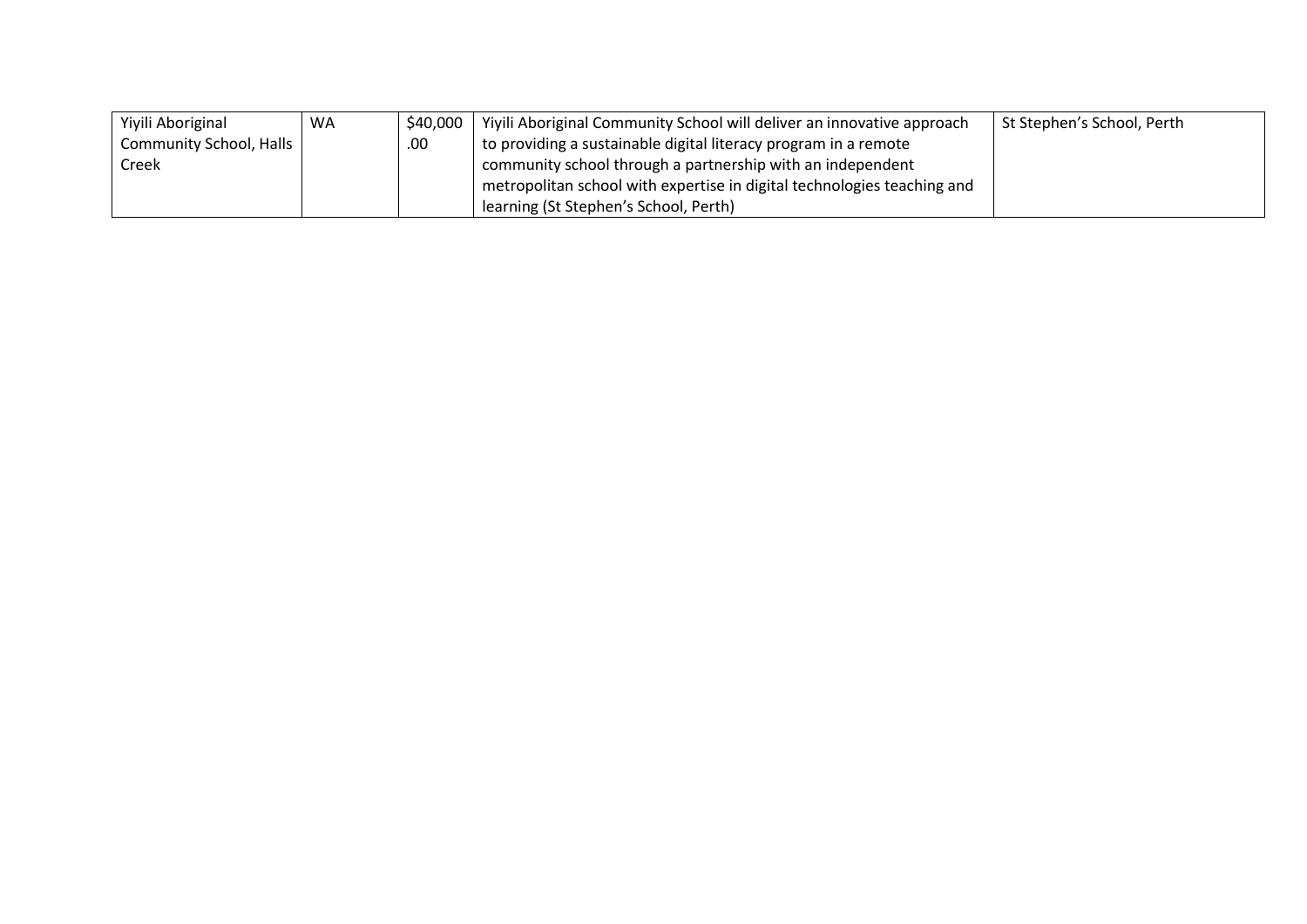| | | | | |
|---|---|---|---|---|
| Yiyili Aboriginal Community School, Halls Creek | WA | $40,000.00 | Yiyili Aboriginal Community School will deliver an innovative approach to providing a sustainable digital literacy program in a remote community school through a partnership with an independent metropolitan school with expertise in digital technologies teaching and learning (St Stephen's School, Perth) | St Stephen's School, Perth |